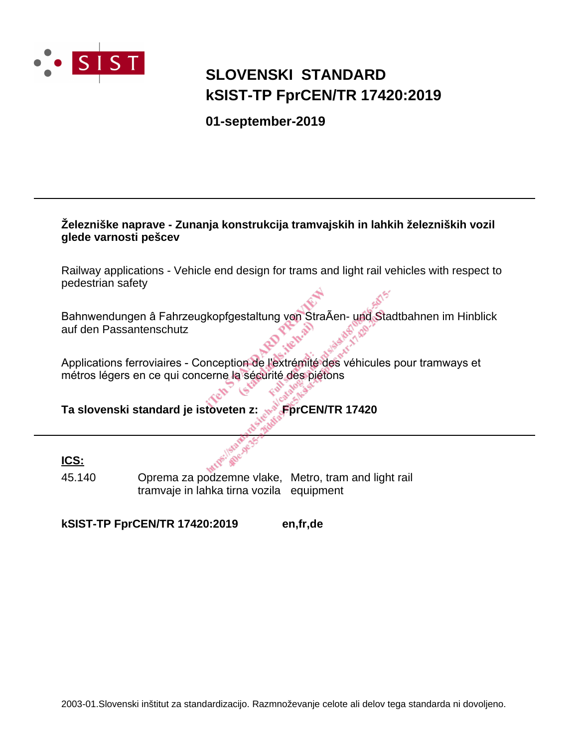# SLOVENSKI STANDARD
# kSIST-TP FprCEN/TR 17420:2019

**01-september-2019**

---

**Železniške naprave - Zunanja konstrukcija tramvajskih in lahkih železniških vozil glede varnosti pešcev**

Railway applications - Vehicle end design for trams and light rail vehicles with respect to pedestrian safety

Bahnwendungen â Fahrzeugkopfgestaltung von StraÃen- und Stadtbahnen im Hinblick auf den Passantenschutz

Applications ferroviaires - Conception de l'extrémité des véhicules pour tramways et métros légers en ce qui concerne la sécurité des piétons

**Ta slovenski standard je istoveten z: FprCEN/TR 17420**

---

**ICS:**

| | | |
|---|---|---|
| 45.140 | Oprema za podzemne vlake, tramvaje in lahka tirna vozila | Metro, tram and light rail equipment |

**kSIST-TP FprCEN/TR 17420:2019 en,fr,de**

2003-01.Slovenski inštitut za standardizacijo. Razmnoževanje celote ali delov tega standarda ni dovoljeno.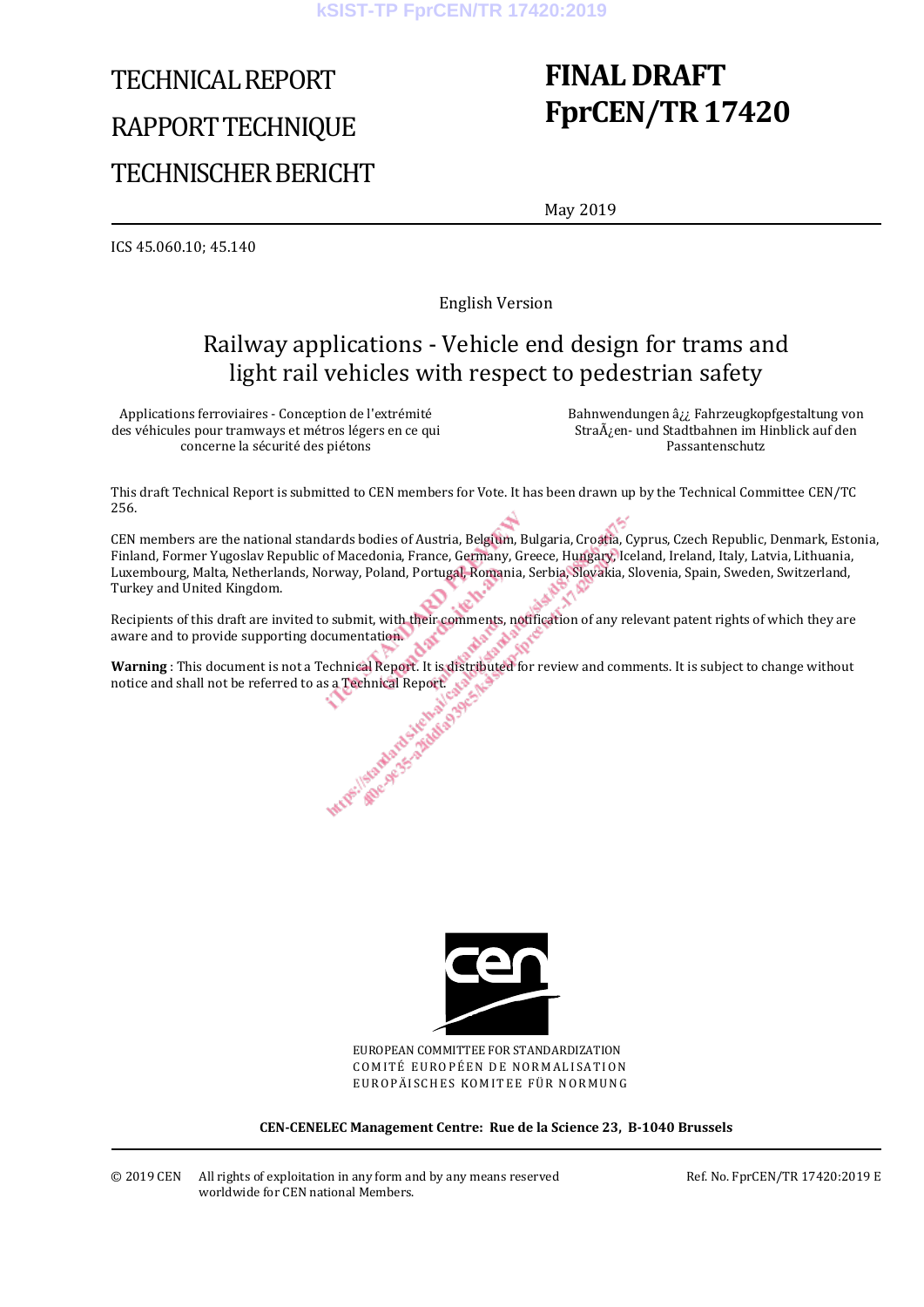TECHNICAL REPORT

RAPPORT TECHNIQUE

TECHNISCHER BERICHT

# FINAL DRAFT FprCEN/TR 17420

May 2019

ICS 45.060.10; 45.140

English Version

## Railway applications - Vehicle end design for trams and light rail vehicles with respect to pedestrian safety

Applications ferroviaires - Conception de l'extrémité des véhicules pour tramways et métros légers en ce qui concerne la sécurité des piétons

Bahnwendungen â¿¿ Fahrzeugkopfgestaltung von StraÃ¿en- und Stadtbahnen im Hinblick auf den Passantenschutz

This draft Technical Report is submitted to CEN members for Vote. It has been drawn up by the Technical Committee CEN/TC 256.

CEN members are the national standards bodies of Austria, Belgium, Bulgaria, Croatia, Cyprus, Czech Republic, Denmark, Estonia, Finland, Former Yugoslav Republic of Macedonia, France, Germany, Greece, Hungary, Iceland, Ireland, Italy, Latvia, Lithuania, Luxembourg, Malta, Netherlands, Norway, Poland, Portugal, Romania, Serbia, Slovakia, Slovenia, Spain, Sweden, Switzerland, Turkey and United Kingdom.

Recipients of this draft are invited to submit, with their comments, notification of any relevant patent rights of which they are aware and to provide supporting documentation.

**Warning** : This document is not a Technical Report. It is distributed for review and comments. It is subject to change without notice and shall not be referred to as a Technical Report.

EUROPEAN COMMITTEE FOR STANDARDIZATION
COMITÉ EUROPÉEN DE NORMALISATION
EUROPÄISCHES KOMITEE FÜR NORMUNG

**CEN-CENELEC Management Centre: Rue de la Science 23, B-1040 Brussels**

© 2019 CEN All rights of exploitation in any form and by any means reserved worldwide for CEN national Members.

Ref. No. FprCEN/TR 17420:2019 E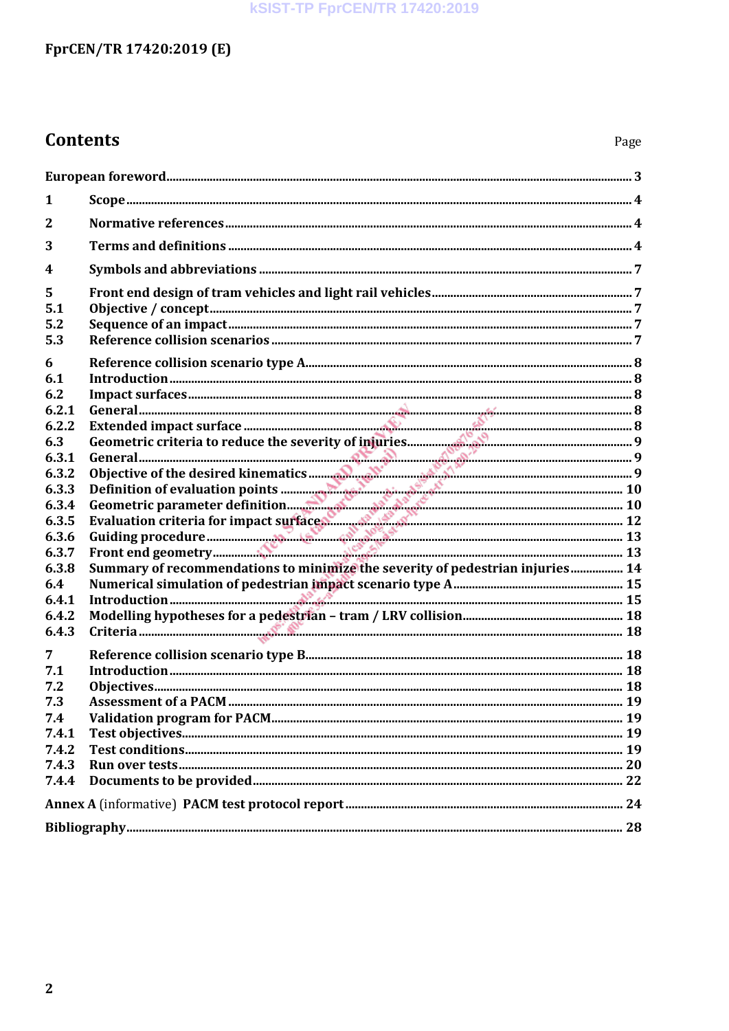# Contents

Page

European foreword 3

1 Scope 4

2 Normative references 4

3 Terms and definitions 4

4 Symbols and abbreviations 7

5 Front end design of tram vehicles and light rail vehicles 7
5.1 Objective / concept 7
5.2 Sequence of an impact 7
5.3 Reference collision scenarios 7

6 Reference collision scenario type A 8
6.1 Introduction 8
6.2 Impact surfaces 8
6.2.1 General 8
6.2.2 Extended impact surface 8
6.3 Geometric criteria to reduce the severity of injuries 9
6.3.1 General 9
6.3.2 Objective of the desired kinematics 9
6.3.3 Definition of evaluation points 10
6.3.4 Geometric parameter definition 10
6.3.5 Evaluation criteria for impact surface 12
6.3.6 Guiding procedure 13
6.3.7 Front end geometry 13
6.3.8 Summary of recommendations to minimize the severity of pedestrian injuries 14
6.4 Numerical simulation of pedestrian impact scenario type A 15
6.4.1 Introduction 15
6.4.2 Modelling hypotheses for a pedestrian – tram / LRV collision 18
6.4.3 Criteria 18

7 Reference collision scenario type B 18
7.1 Introduction 18
7.2 Objectives 18
7.3 Assessment of a PACM 19
7.4 Validation program for PACM 19
7.4.1 Test objectives 19
7.4.2 Test conditions 19
7.4.3 Run over tests 20
7.4.4 Documents to be provided 22

Annex A (informative) PACM test protocol report 24

Bibliography 28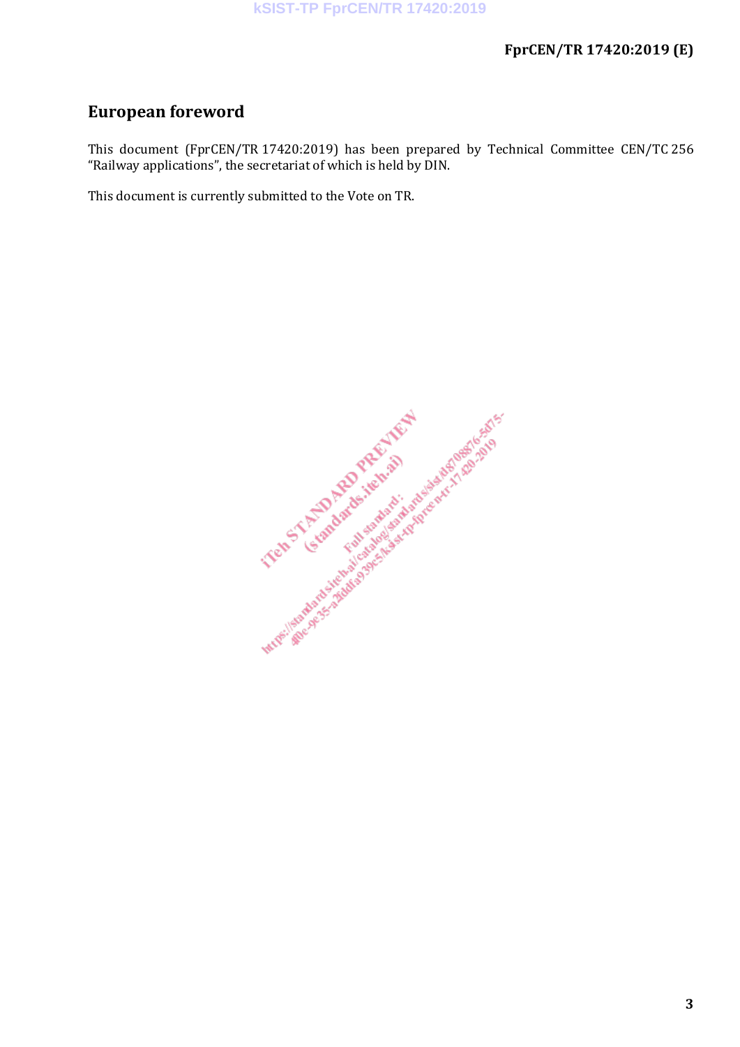# European foreword

This document (FprCEN/TR 17420:2019) has been prepared by Technical Committee CEN/TC 256 “Railway applications”, the secretariat of which is held by DIN.

This document is currently submitted to the Vote on TR.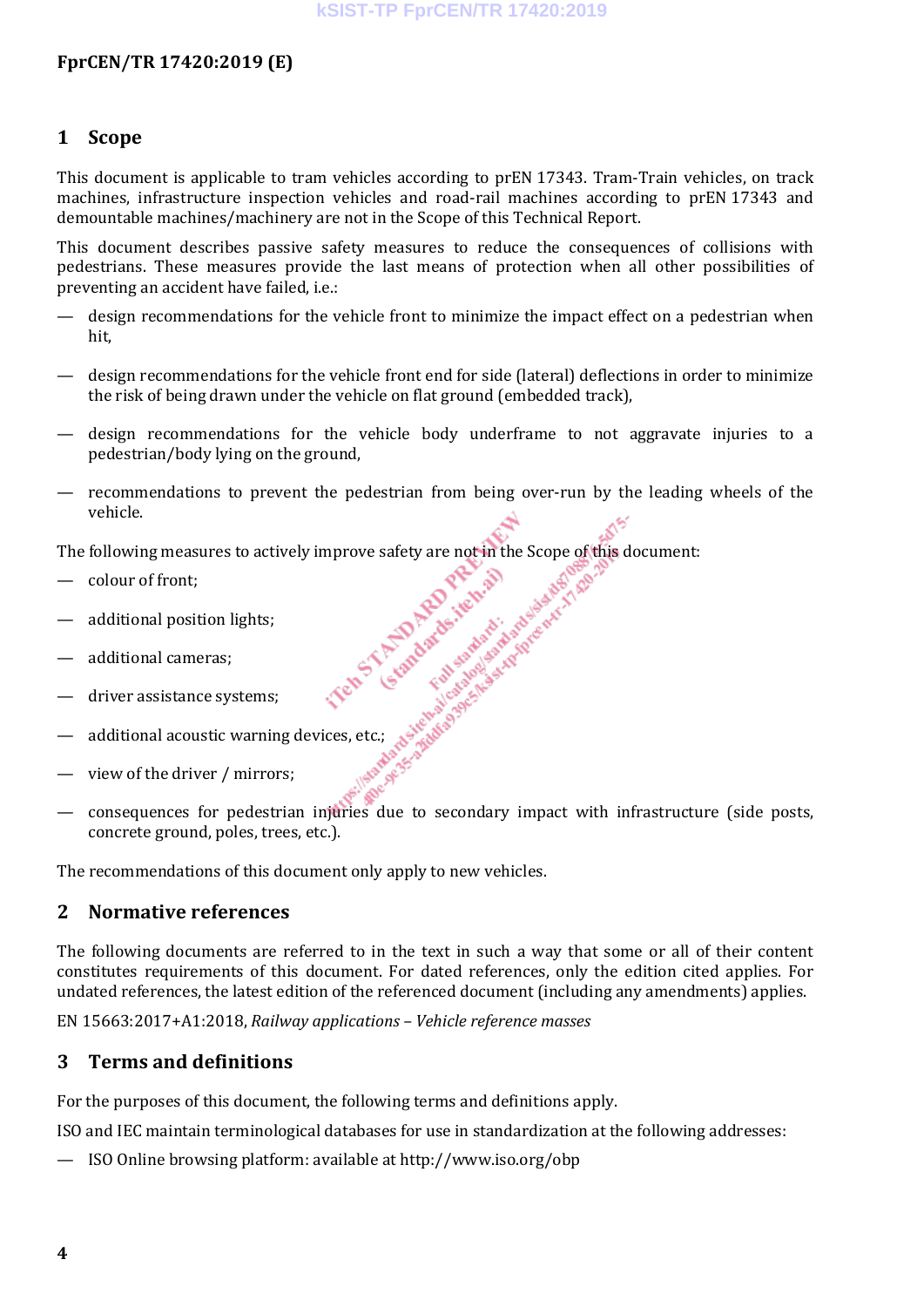## 1 Scope

This document is applicable to tram vehicles according to prEN 17343. Tram-Train vehicles, on track machines, infrastructure inspection vehicles and road-rail machines according to prEN 17343 and demountable machines/machinery are not in the Scope of this Technical Report.

This document describes passive safety measures to reduce the consequences of collisions with pedestrians. These measures provide the last means of protection when all other possibilities of preventing an accident have failed, i.e.:

- design recommendations for the vehicle front to minimize the impact effect on a pedestrian when hit,
- design recommendations for the vehicle front end for side (lateral) deflections in order to minimize the risk of being drawn under the vehicle on flat ground (embedded track),
- design recommendations for the vehicle body underframe to not aggravate injuries to a pedestrian/body lying on the ground,
- recommendations to prevent the pedestrian from being over-run by the leading wheels of the vehicle.

The following measures to actively improve safety are not in the Scope of this document:

- colour of front;
- additional position lights;
- additional cameras;
- driver assistance systems;
- additional acoustic warning devices, etc.;
- view of the driver / mirrors;
- consequences for pedestrian injuries due to secondary impact with infrastructure (side posts, concrete ground, poles, trees, etc.).

The recommendations of this document only apply to new vehicles.

## 2 Normative references

The following documents are referred to in the text in such a way that some or all of their content constitutes requirements of this document. For dated references, only the edition cited applies. For undated references, the latest edition of the referenced document (including any amendments) applies.

EN 15663:2017+A1:2018, *Railway applications – Vehicle reference masses*

## 3 Terms and definitions

For the purposes of this document, the following terms and definitions apply.

ISO and IEC maintain terminological databases for use in standardization at the following addresses:

- ISO Online browsing platform: available at http://www.iso.org/obp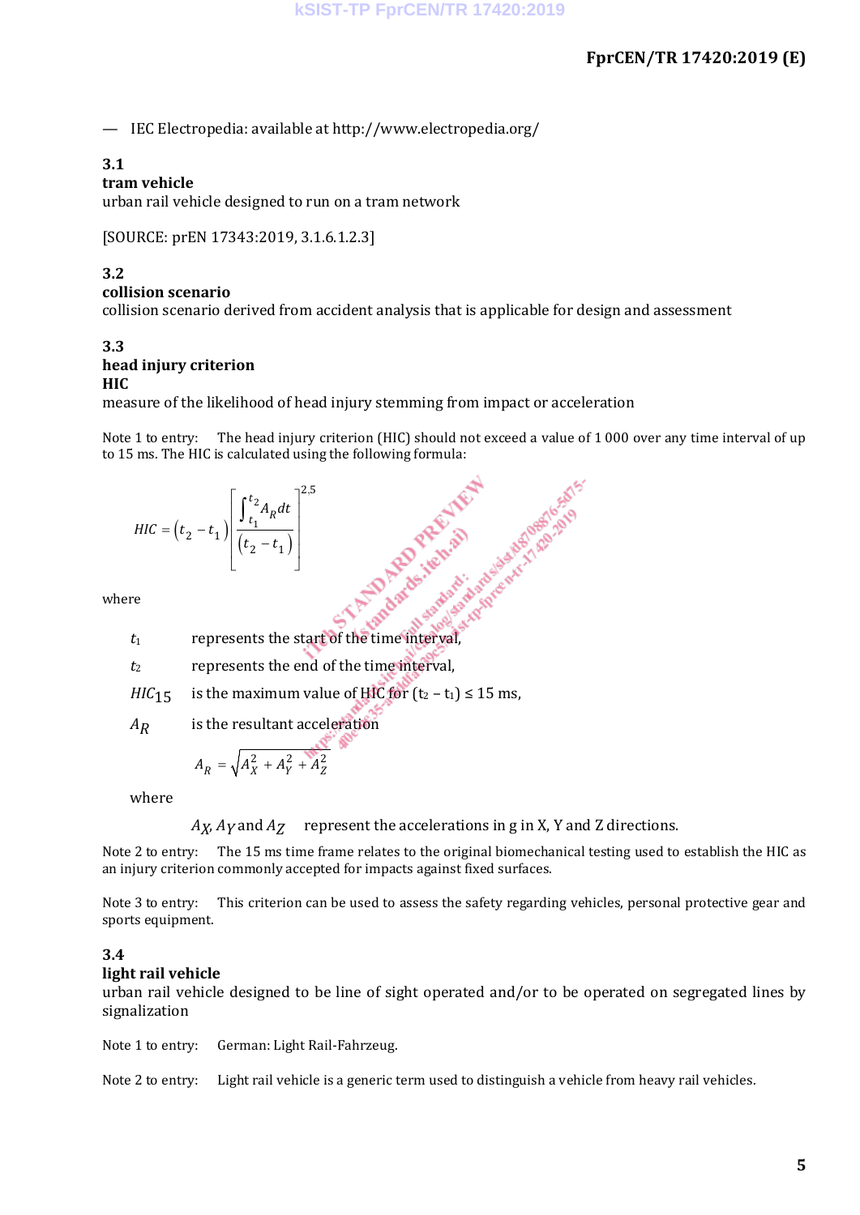— IEC Electropedia: available at http://www.electropedia.org/

**3.1**
**tram vehicle**
urban rail vehicle designed to run on a tram network

[SOURCE: prEN 17343:2019, 3.1.6.1.2.3]

**3.2**
**collision scenario**
collision scenario derived from accident analysis that is applicable for design and assessment

**3.3**
**head injury criterion**
**HIC**
measure of the likelihood of head injury stemming from impact or acceleration

Note 1 to entry: The head injury criterion (HIC) should not exceed a value of 1 000 over any time interval of up to 15 ms. The HIC is calculated using the following formula:

$$HIC = \left(t_2 - t_1\right)\left[\frac{\int_{t_1}^{t_2} A_R dt}{\left(t_2 - t_1\right)}\right]^{2,5}$$

where

$t_1$ represents the start of the time interval,

$t_2$ represents the end of the time interval,

$HIC_{15}$ is the maximum value of HIC for $(t_2 - t_1) \leq 15$ ms,

$A_R$ is the resultant acceleration

$$A_R = \sqrt{A_X^2 + A_Y^2 + A_Z^2}$$

where

$A_X$, $A_Y$ and $A_Z$ represent the accelerations in g in X, Y and Z directions.

Note 2 to entry: The 15 ms time frame relates to the original biomechanical testing used to establish the HIC as an injury criterion commonly accepted for impacts against fixed surfaces.

Note 3 to entry: This criterion can be used to assess the safety regarding vehicles, personal protective gear and sports equipment.

**3.4**
**light rail vehicle**
urban rail vehicle designed to be line of sight operated and/or to be operated on segregated lines by signalization

Note 1 to entry: German: Light Rail-Fahrzeug.

Note 2 to entry: Light rail vehicle is a generic term used to distinguish a vehicle from heavy rail vehicles.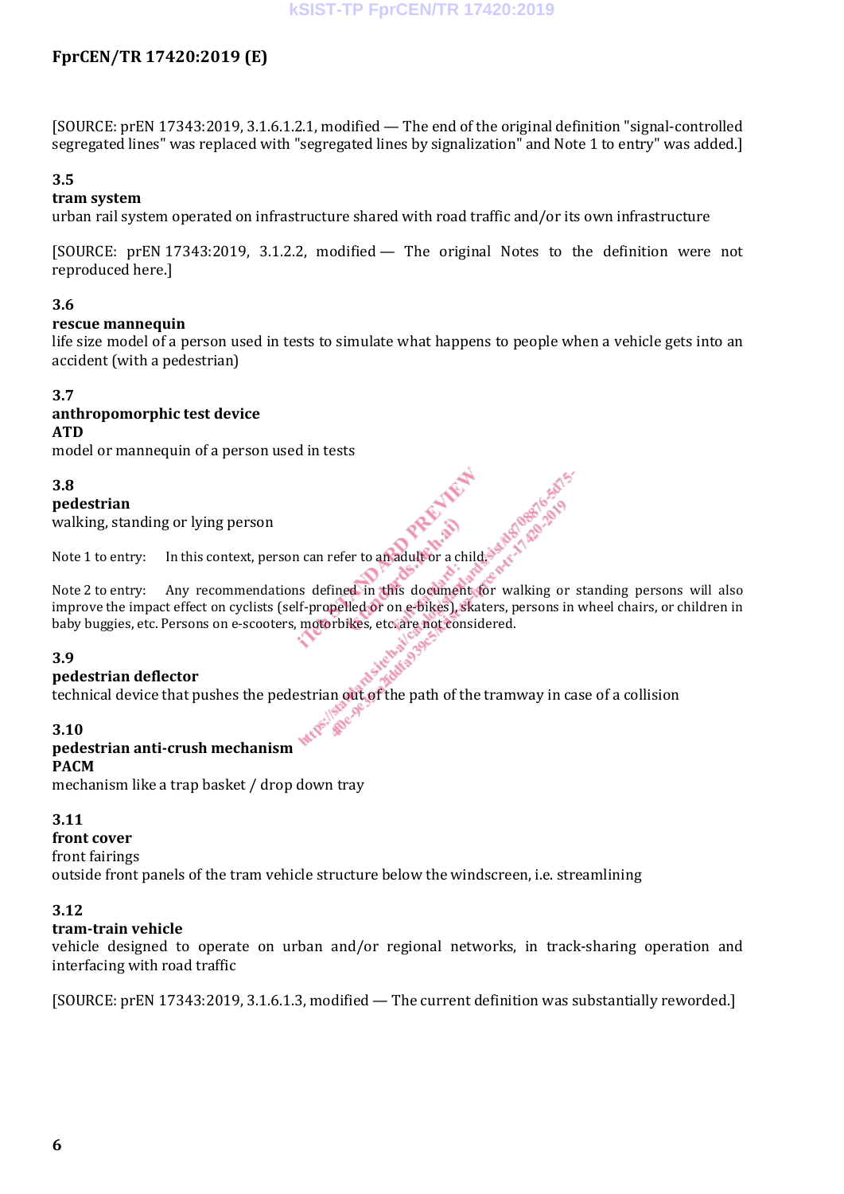[SOURCE: prEN 17343:2019, 3.1.6.1.2.1, modified — The end of the original definition "signal-controlled segregated lines" was replaced with "segregated lines by signalization" and Note 1 to entry" was added.]

**3.5**

**tram system**

urban rail system operated on infrastructure shared with road traffic and/or its own infrastructure

[SOURCE: prEN 17343:2019, 3.1.2.2, modified — The original Notes to the definition were not reproduced here.]

**3.6**

**rescue mannequin**

life size model of a person used in tests to simulate what happens to people when a vehicle gets into an accident (with a pedestrian)

**3.7**

**anthropomorphic test device**

**ATD**

model or mannequin of a person used in tests

**3.8**

**pedestrian**

walking, standing or lying person

Note 1 to entry: In this context, person can refer to an adult or a child.

Note 2 to entry: Any recommendations defined in this document for walking or standing persons will also improve the impact effect on cyclists (self-propelled or on e-bikes), skaters, persons in wheel chairs, or children in baby buggies, etc. Persons on e-scooters, motorbikes, etc. are not considered.

**3.9**

**pedestrian deflector**

technical device that pushes the pedestrian out of the path of the tramway in case of a collision

**3.10**

**pedestrian anti-crush mechanism**

**PACM**

mechanism like a trap basket / drop down tray

**3.11**

**front cover**

front fairings

outside front panels of the tram vehicle structure below the windscreen, i.e. streamlining

**3.12**

**tram-train vehicle**

vehicle designed to operate on urban and/or regional networks, in track-sharing operation and interfacing with road traffic

[SOURCE: prEN 17343:2019, 3.1.6.1.3, modified — The current definition was substantially reworded.]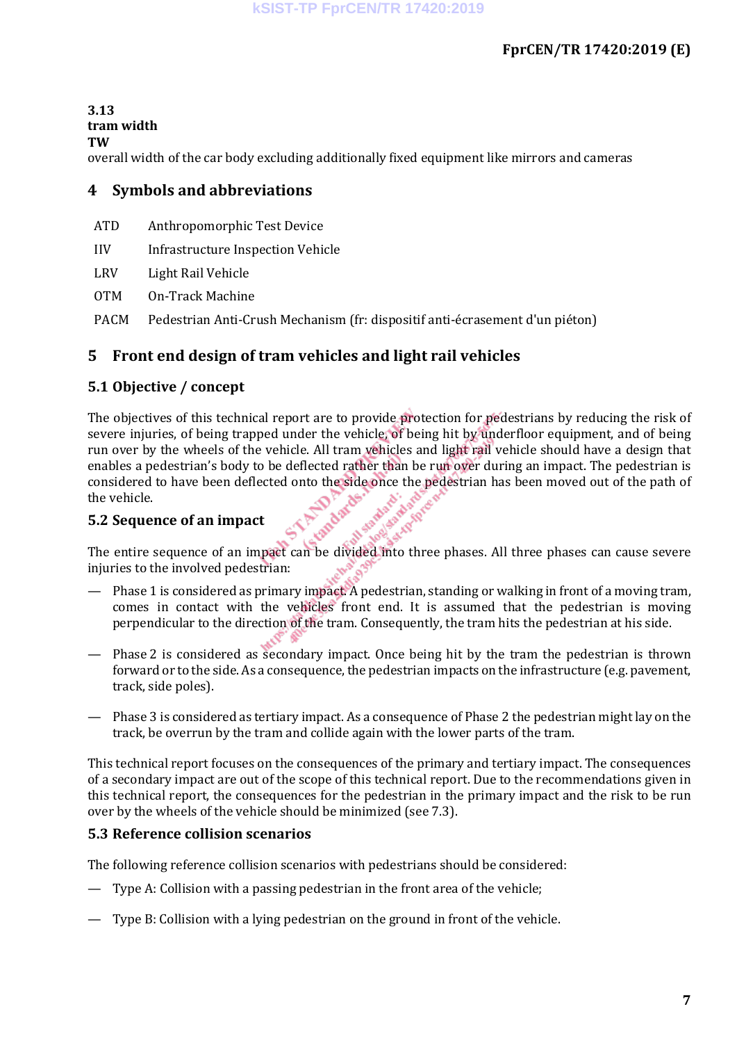**3.13**
**tram width**
**TW**
overall width of the car body excluding additionally fixed equipment like mirrors and cameras

# 4 Symbols and abbreviations

| | |
|---|---|
| ATD | Anthropomorphic Test Device |
| IIV | Infrastructure Inspection Vehicle |
| LRV | Light Rail Vehicle |
| OTM | On-Track Machine |
| PACM | Pedestrian Anti-Crush Mechanism (fr: dispositif anti-écrasement d'un piéton) |

# 5 Front end design of tram vehicles and light rail vehicles

## 5.1 Objective / concept

The objectives of this technical report are to provide protection for pedestrians by reducing the risk of severe injuries, of being trapped under the vehicle, of being hit by underfloor equipment, and of being run over by the wheels of the vehicle. All tram vehicles and light rail vehicle should have a design that enables a pedestrian's body to be deflected rather than be run over during an impact. The pedestrian is considered to have been deflected onto the side once the pedestrian has been moved out of the path of the vehicle.

## 5.2 Sequence of an impact

The entire sequence of an impact can be divided into three phases. All three phases can cause severe injuries to the involved pedestrian:

— Phase 1 is considered as primary impact. A pedestrian, standing or walking in front of a moving tram, comes in contact with the vehicles front end. It is assumed that the pedestrian is moving perpendicular to the direction of the tram. Consequently, the tram hits the pedestrian at his side.

— Phase 2 is considered as secondary impact. Once being hit by the tram the pedestrian is thrown forward or to the side. As a consequence, the pedestrian impacts on the infrastructure (e.g. pavement, track, side poles).

— Phase 3 is considered as tertiary impact. As a consequence of Phase 2 the pedestrian might lay on the track, be overrun by the tram and collide again with the lower parts of the tram.

This technical report focuses on the consequences of the primary and tertiary impact. The consequences of a secondary impact are out of the scope of this technical report. Due to the recommendations given in this technical report, the consequences for the pedestrian in the primary impact and the risk to be run over by the wheels of the vehicle should be minimized (see 7.3).

## 5.3 Reference collision scenarios

The following reference collision scenarios with pedestrians should be considered:

— Type A: Collision with a passing pedestrian in the front area of the vehicle;

— Type B: Collision with a lying pedestrian on the ground in front of the vehicle.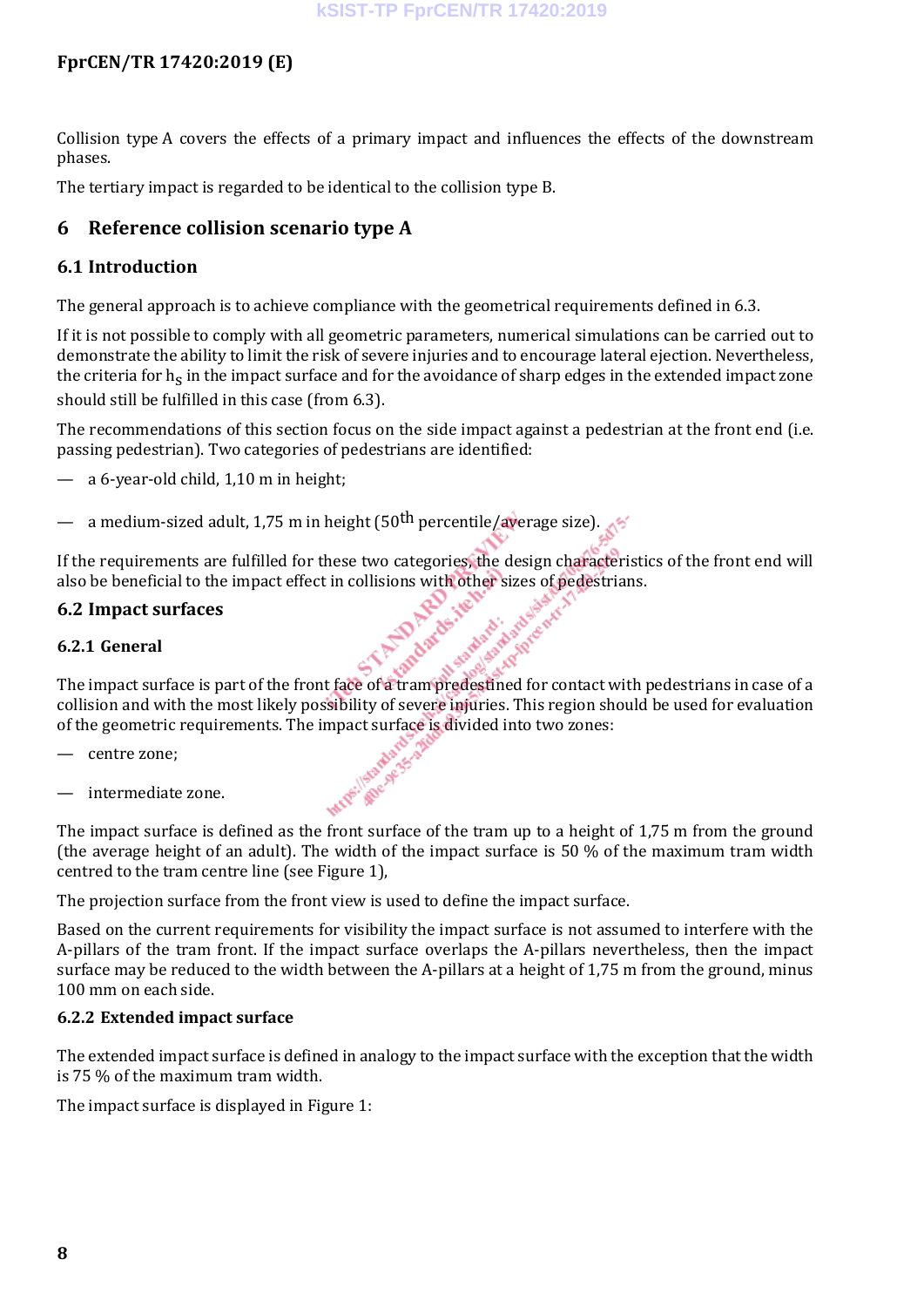Collision type A covers the effects of a primary impact and influences the effects of the downstream phases.

The tertiary impact is regarded to be identical to the collision type B.

# 6 Reference collision scenario type A

## 6.1 Introduction

The general approach is to achieve compliance with the geometrical requirements defined in 6.3.

If it is not possible to comply with all geometric parameters, numerical simulations can be carried out to demonstrate the ability to limit the risk of severe injuries and to encourage lateral ejection. Nevertheless, the criteria for $h_S$ in the impact surface and for the avoidance of sharp edges in the extended impact zone should still be fulfilled in this case (from 6.3).

The recommendations of this section focus on the side impact against a pedestrian at the front end (i.e. passing pedestrian). Two categories of pedestrians are identified:

— a 6-year-old child, 1,10 m in height;

— a medium-sized adult, 1,75 m in height ($50^{th}$ percentile/average size).

If the requirements are fulfilled for these two categories, the design characteristics of the front end will also be beneficial to the impact effect in collisions with other sizes of pedestrians.

## 6.2 Impact surfaces

### 6.2.1 General

The impact surface is part of the front face of a tram predestined for contact with pedestrians in case of a collision and with the most likely possibility of severe injuries. This region should be used for evaluation of the geometric requirements. The impact surface is divided into two zones:

— centre zone;

— intermediate zone.

The impact surface is defined as the front surface of the tram up to a height of 1,75 m from the ground (the average height of an adult). The width of the impact surface is 50 % of the maximum tram width centred to the tram centre line (see Figure 1),

The projection surface from the front view is used to define the impact surface.

Based on the current requirements for visibility the impact surface is not assumed to interfere with the A-pillars of the tram front. If the impact surface overlaps the A-pillars nevertheless, then the impact surface may be reduced to the width between the A-pillars at a height of 1,75 m from the ground, minus 100 mm on each side.

### 6.2.2 Extended impact surface

The extended impact surface is defined in analogy to the impact surface with the exception that the width is 75 % of the maximum tram width.

The impact surface is displayed in Figure 1: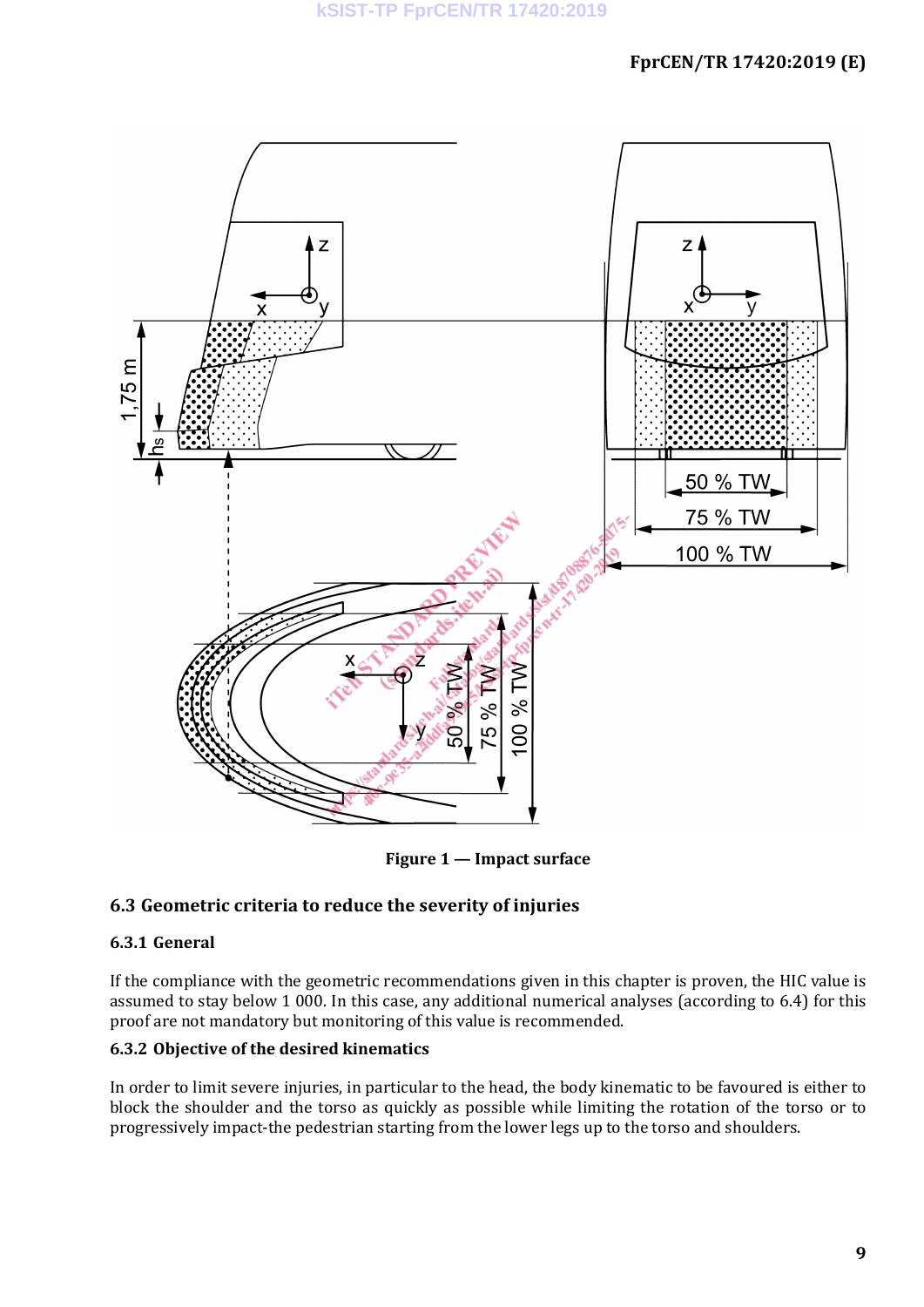1,75 m

hs

z

x

y

50 % TW

75 % TW

100 % TW

Figure 1 — Impact surface

### 6.3 Geometric criteria to reduce the severity of injuries

#### 6.3.1 General

If the compliance with the geometric recommendations given in this chapter is proven, the HIC value is assumed to stay below 1 000. In this case, any additional numerical analyses (according to 6.4) for this proof are not mandatory but monitoring of this value is recommended.

#### 6.3.2 Objective of the desired kinematics

In order to limit severe injuries, in particular to the head, the body kinematic to be favoured is either to block the shoulder and the torso as quickly as possible while limiting the rotation of the torso or to progressively impact-the pedestrian starting from the lower legs up to the torso and shoulders.